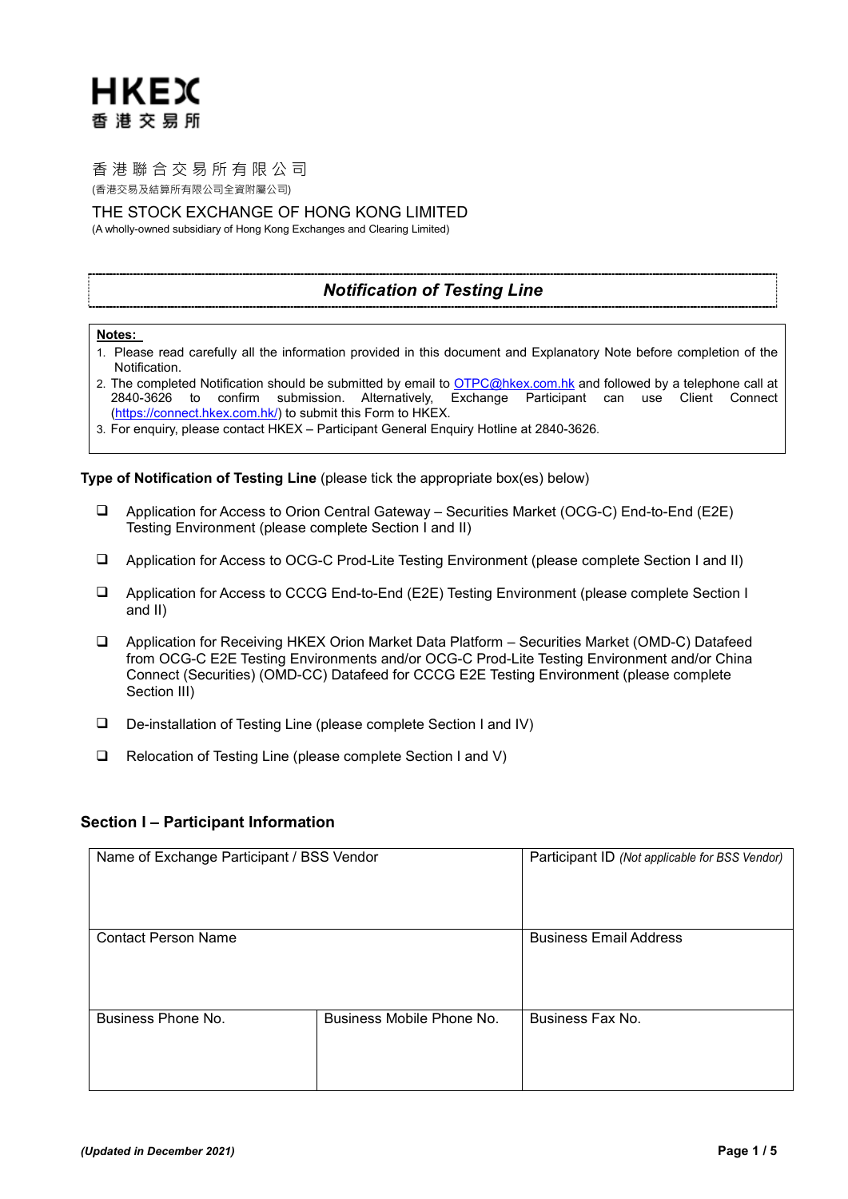HKEX
香 港 交 易 所

香 港 聯 合 交 易 所 有 限 公 司
(香港交易及結算所有限公司全資附屬公司)

THE STOCK EXCHANGE OF HONG KONG LIMITED
(A wholly-owned subsidiary of Hong Kong Exchanges and Clearing Limited)

# *Notification of Testing Line*

**Notes:**

1. Please read carefully all the information provided in this document and Explanatory Note before completion of the Notification.
2. The completed Notification should be submitted by email to OTPC@hkex.com.hk and followed by a telephone call at 2840-3626 to confirm submission. Alternatively, Exchange Participant can use Client Connect (https://connect.hkex.com.hk/) to submit this Form to HKEX.
3. For enquiry, please contact HKEX – Participant General Enquiry Hotline at 2840-3626.

**Type of Notification of Testing Line** (please tick the appropriate box(es) below)

- ☐ Application for Access to Orion Central Gateway – Securities Market (OCG-C) End-to-End (E2E) Testing Environment (please complete Section I and II)
- ☐ Application for Access to OCG-C Prod-Lite Testing Environment (please complete Section I and II)
- ☐ Application for Access to CCCG End-to-End (E2E) Testing Environment (please complete Section I and II)
- ☐ Application for Receiving HKEX Orion Market Data Platform – Securities Market (OMD-C) Datafeed from OCG-C E2E Testing Environments and/or OCG-C Prod-Lite Testing Environment and/or China Connect (Securities) (OMD-CC) Datafeed for CCCG E2E Testing Environment (please complete Section III)
- ☐ De-installation of Testing Line (please complete Section I and IV)
- ☐ Relocation of Testing Line (please complete Section I and V)

## Section I – Participant Information

| Name of Exchange Participant / BSS Vendor | | Participant ID *(Not applicable for BSS Vendor)* |
|---|---|---|
| Contact Person Name | | Business Email Address |
| Business Phone No. | Business Mobile Phone No. | Business Fax No. |

*(Updated in December 2021)*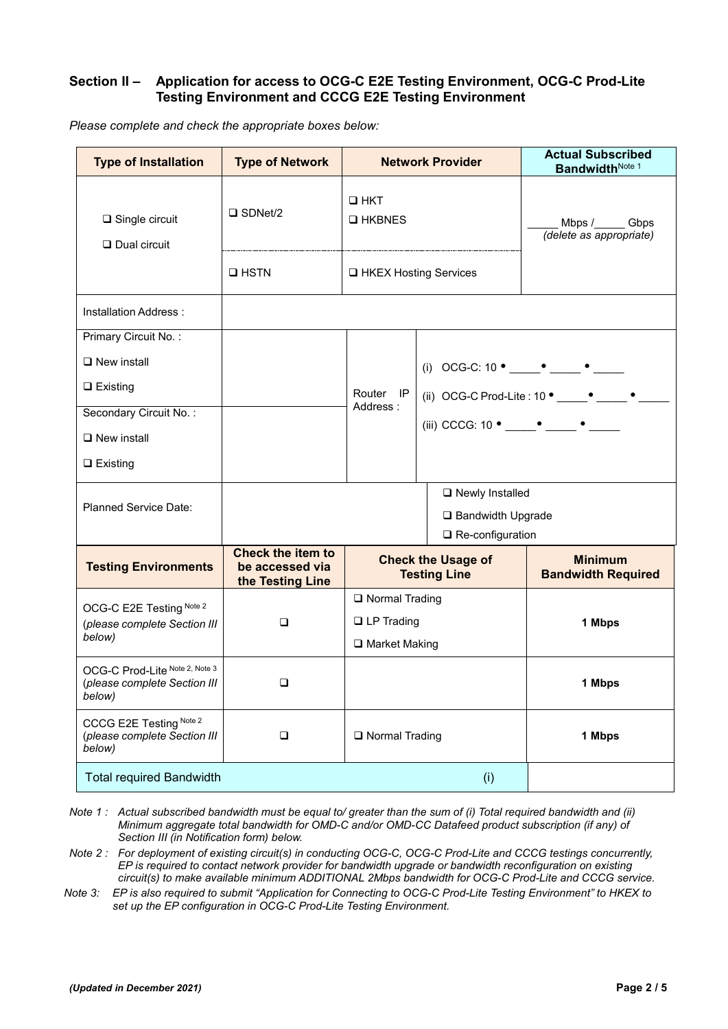## Section II – Application for access to OCG-C E2E Testing Environment, OCG-C Prod-Lite Testing Environment and CCCG E2E Testing Environment

*Please complete and check the appropriate boxes below:*

| Type of Installation | Type of Network | Network Provider | | Actual Subscribed Bandwidth[Note 1] |
|---|---|---|---|---|
| ❑ Single circuit<br>❑ Dual circuit | ❑ SDNet/2 | ❑ HKT<br>❑ HKBNES | | _____ Mbps /_____ Gbps<br>*(delete as appropriate)* |
| | ❑ HSTN | ❑ HKEX Hosting Services | | |
| Installation Address : | | | | |
| Primary Circuit No. :<br>❑ New install<br>❑ Existing | | Router IP Address : | (i) OCG-C: 10 • _____• _____ • _____<br>(ii) OCG-C Prod-Lite : 10 • _____• _____ • _____<br>(iii) CCCG: 10 • _____• _____ • _____ | |
| Secondary Circuit No. :<br>❑ New install<br>❑ Existing | | | | |
| Planned Service Date: | | | ❑ Newly Installed<br>❑ Bandwidth Upgrade<br>❑ Re-configuration | |

| Testing Environments | Check the item to be accessed via the Testing Line | Check the Usage of Testing Line | Minimum Bandwidth Required |
|---|---|---|---|
| OCG-C E2E Testing [Note 2]<br>*(please complete Section III below)* | ❑ | ❑ Normal Trading<br>❑ LP Trading<br>❑ Market Making | **1 Mbps** |
| OCG-C Prod-Lite [Note 2, Note 3]<br>*(please complete Section III below)* | ❑ | | **1 Mbps** |
| CCCG E2E Testing [Note 2]<br>*(please complete Section III below)* | ❑ | ❑ Normal Trading | **1 Mbps** |
| Total required Bandwidth | | (i) | |

*Note 1 : Actual subscribed bandwidth must be equal to/ greater than the sum of (i) Total required bandwidth and (ii) Minimum aggregate total bandwidth for OMD-C and/or OMD-CC Datafeed product subscription (if any) of Section III (in Notification form) below.*

*Note 2 : For deployment of existing circuit(s) in conducting OCG-C, OCG-C Prod-Lite and CCCG testings concurrently, EP is required to contact network provider for bandwidth upgrade or bandwidth reconfiguration on existing circuit(s) to make available minimum ADDITIONAL 2Mbps bandwidth for OCG-C Prod-Lite and CCCG service.*

*Note 3: EP is also required to submit "Application for Connecting to OCG-C Prod-Lite Testing Environment" to HKEX to set up the EP configuration in OCG-C Prod-Lite Testing Environment.*

***(Updated in December 2021)***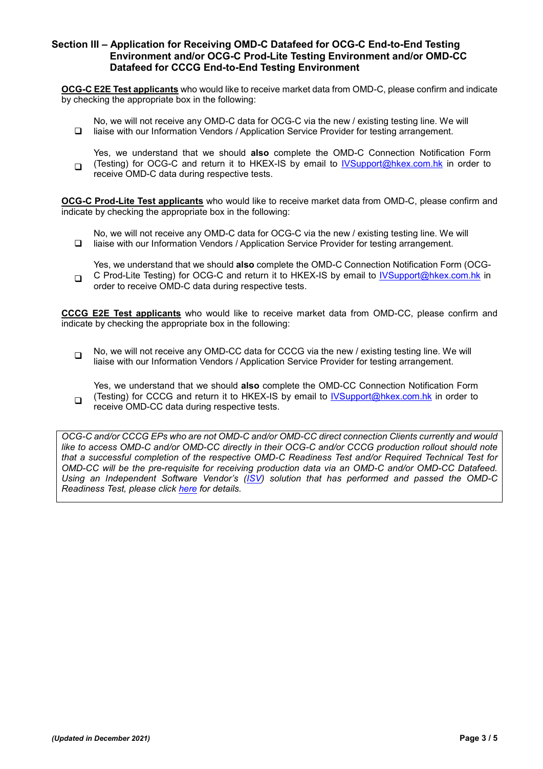## Section III – Application for Receiving OMD-C Datafeed for OCG-C End-to-End Testing Environment and/or OCG-C Prod-Lite Testing Environment and/or OMD-CC Datafeed for CCCG End-to-End Testing Environment

**OCG-C E2E Test applicants** who would like to receive market data from OMD-C, please confirm and indicate by checking the appropriate box in the following:

- ❑ No, we will not receive any OMD-C data for OCG-C via the new / existing testing line. We will liaise with our Information Vendors / Application Service Provider for testing arrangement.
- ❑ Yes, we understand that we should **also** complete the OMD-C Connection Notification Form (Testing) for OCG-C and return it to HKEX-IS by email to [IVSupport@hkex.com.hk](mailto:IVSupport@hkex.com.hk) in order to receive OMD-C data during respective tests.

**OCG-C Prod-Lite Test applicants** who would like to receive market data from OMD-C, please confirm and indicate by checking the appropriate box in the following:

- ❑ No, we will not receive any OMD-C data for OCG-C via the new / existing testing line. We will liaise with our Information Vendors / Application Service Provider for testing arrangement.
- ❑ Yes, we understand that we should **also** complete the OMD-C Connection Notification Form (OCG-C Prod-Lite Testing) for OCG-C and return it to HKEX-IS by email to [IVSupport@hkex.com.hk](mailto:IVSupport@hkex.com.hk) in order to receive OMD-C data during respective tests.

**CCCG E2E Test applicants** who would like to receive market data from OMD-CC, please confirm and indicate by checking the appropriate box in the following:

- ❑ No, we will not receive any OMD-CC data for CCCG via the new / existing testing line. We will liaise with our Information Vendors / Application Service Provider for testing arrangement.
- ❑ Yes, we understand that we should **also** complete the OMD-CC Connection Notification Form (Testing) for CCCG and return it to HKEX-IS by email to [IVSupport@hkex.com.hk](mailto:IVSupport@hkex.com.hk) in order to receive OMD-CC data during respective tests.

*OCG-C and/or CCCG EPs who are not OMD-C and/or OMD-CC direct connection Clients currently and would like to access OMD-C and/or OMD-CC directly in their OCG-C and/or CCCG production rollout should note that a successful completion of the respective OMD-C Readiness Test and/or Required Technical Test for OMD-CC will be the pre-requisite for receiving production data via an OMD-C and/or OMD-CC Datafeed. Using an Independent Software Vendor's (ISV) solution that has performed and passed the OMD-C Readiness Test, please click here for details.*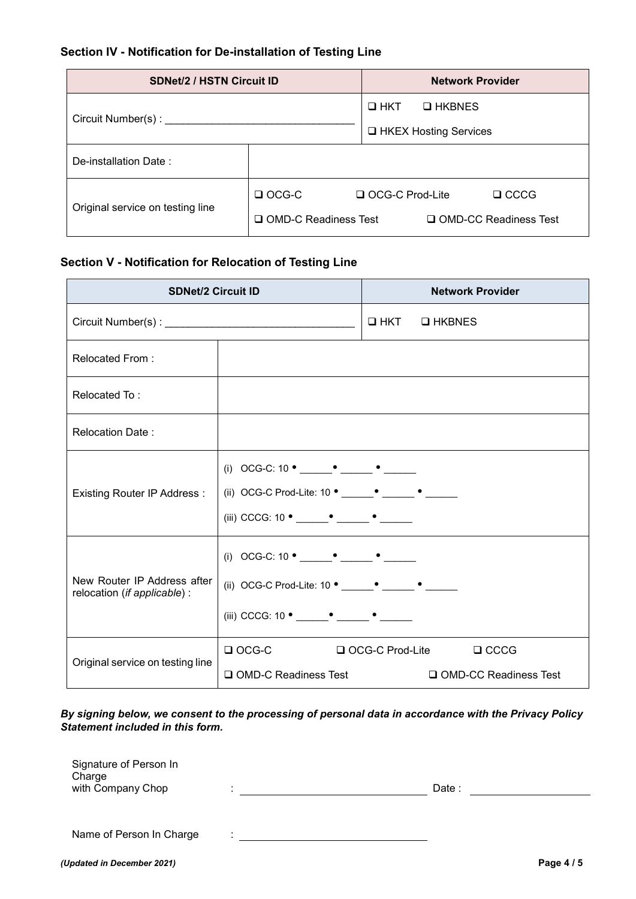### Section IV - Notification for De-installation of Testing Line

| SDNet/2 / HSTN Circuit ID | | Network Provider |
|---|---|---|
| Circuit Number(s) : ______________________________ | | ❑ HKT ❑ HKBNES<br>❑ HKEX Hosting Services |
| De-installation Date : | | |
| Original service on testing line | ❑ OCG-C ❑ OCG-C Prod-Lite ❑ CCCG<br>❑ OMD-C Readiness Test ❑ OMD-CC Readiness Test | |

### Section V - Notification for Relocation of Testing Line

| SDNet/2 Circuit ID | | Network Provider |
|---|---|---|
| Circuit Number(s) : ______________________________ | | ❑ HKT ❑ HKBNES |
| Relocated From : | | |
| Relocated To : | | |
| Relocation Date : | | |
| Existing Router IP Address : | (i) OCG-C: 10 • ______• ______ • ______<br>(ii) OCG-C Prod-Lite: 10 • ______• ______ • ______<br>(iii) CCCG: 10 • ______• ______ • ______ | |
| New Router IP Address after relocation (*if applicable*) : | (i) OCG-C: 10 • ______• ______ • ______<br>(ii) OCG-C Prod-Lite: 10 • ______• ______ • ______<br>(iii) CCCG: 10 • ______• ______ • ______ | |
| Original service on testing line | ❑ OCG-C ❑ OCG-C Prod-Lite ❑ CCCG<br>❑ OMD-C Readiness Test ❑ OMD-CC Readiness Test | |

***By signing below, we consent to the processing of personal data in accordance with the Privacy Policy Statement included in this form.***

Signature of Person In Charge with Company Chop : ______________________________ Date : ____________________

Name of Person In Charge : ______________________________

*(Updated in December 2021)*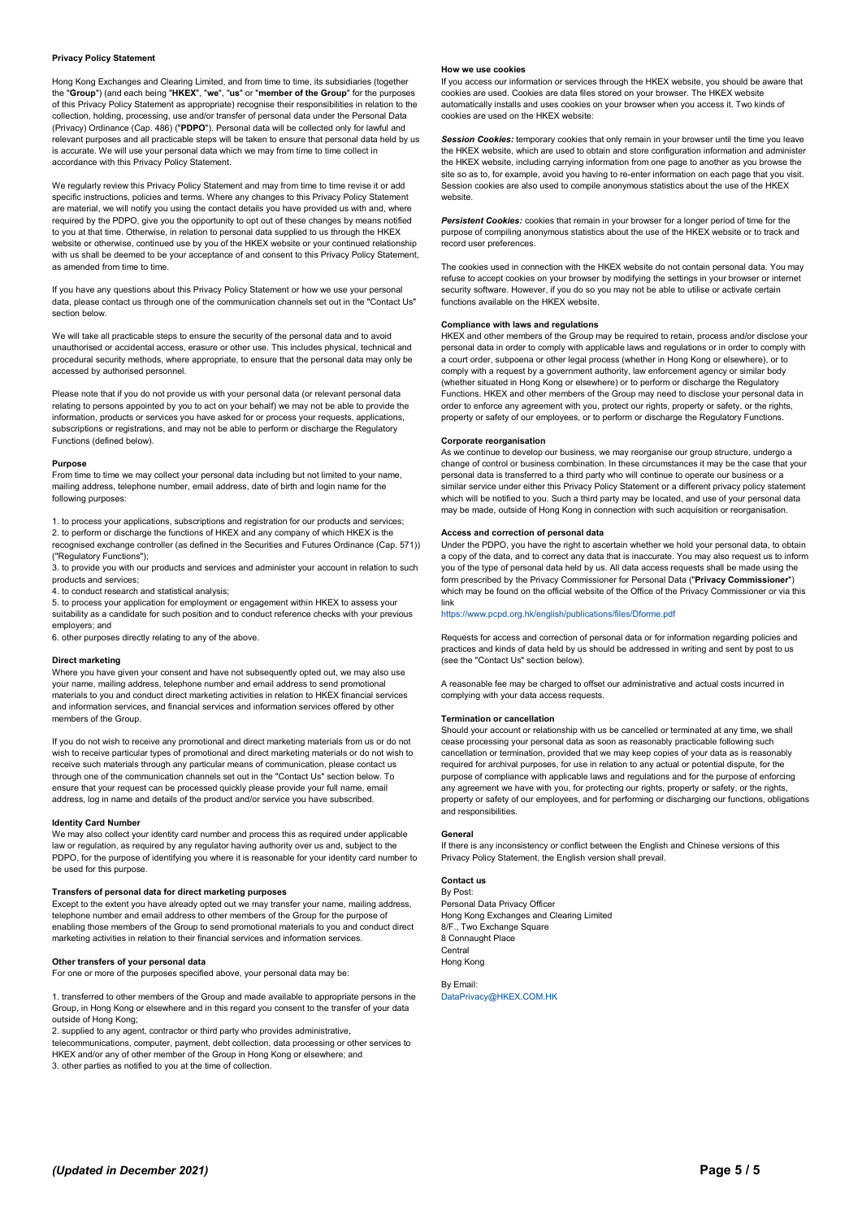## Privacy Policy Statement

Hong Kong Exchanges and Clearing Limited, and from time to time, its subsidiaries (together the "**Group**") (and each being "**HKEX**", "**we**", "**us**" or "**member of the Group**" for the purposes of this Privacy Policy Statement as appropriate) recognise their responsibilities in relation to the collection, holding, processing, use and/or transfer of personal data under the Personal Data (Privacy) Ordinance (Cap. 486) ("**PDPO**"). Personal data will be collected only for lawful and relevant purposes and all practicable steps will be taken to ensure that personal data held by us is accurate. We will use your personal data which we may from time to time collect in accordance with this Privacy Policy Statement.

We regularly review this Privacy Policy Statement and may from time to time revise it or add specific instructions, policies and terms. Where any changes to this Privacy Policy Statement are material, we will notify you using the contact details you have provided us with and, where required by the PDPO, give you the opportunity to opt out of these changes by means notified to you at that time. Otherwise, in relation to personal data supplied to us through the HKEX website or otherwise, continued use by you of the HKEX website or your continued relationship with us shall be deemed to be your acceptance of and consent to this Privacy Policy Statement, as amended from time to time.

If you have any questions about this Privacy Policy Statement or how we use your personal data, please contact us through one of the communication channels set out in the "Contact Us" section below.

We will take all practicable steps to ensure the security of the personal data and to avoid unauthorised or accidental access, erasure or other use. This includes physical, technical and procedural security methods, where appropriate, to ensure that the personal data may only be accessed by authorised personnel.

Please note that if you do not provide us with your personal data (or relevant personal data relating to persons appointed by you to act on your behalf) we may not be able to provide the information, products or services you have asked for or process your requests, applications, subscriptions or registrations, and may not be able to perform or discharge the Regulatory Functions (defined below).

### Purpose

From time to time we may collect your personal data including but not limited to your name, mailing address, telephone number, email address, date of birth and login name for the following purposes:

1. to process your applications, subscriptions and registration for our products and services;
2. to perform or discharge the functions of HKEX and any company of which HKEX is the recognised exchange controller (as defined in the Securities and Futures Ordinance (Cap. 571)) ("Regulatory Functions");
3. to provide you with our products and services and administer your account in relation to such products and services;
4. to conduct research and statistical analysis;
5. to process your application for employment or engagement within HKEX to assess your suitability as a candidate for such position and to conduct reference checks with your previous employers; and
6. other purposes directly relating to any of the above.

### Direct marketing

Where you have given your consent and have not subsequently opted out, we may also use your name, mailing address, telephone number and email address to send promotional materials to you and conduct direct marketing activities in relation to HKEX financial services and information services, and financial services and information services offered by other members of the Group.

If you do not wish to receive any promotional and direct marketing materials from us or do not wish to receive particular types of promotional and direct marketing materials or do not wish to receive such materials through any particular means of communication, please contact us through one of the communication channels set out in the "Contact Us" section below. To ensure that your request can be processed quickly please provide your full name, email address, log in name and details of the product and/or service you have subscribed.

### Identity Card Number

We may also collect your identity card number and process this as required under applicable law or regulation, as required by any regulator having authority over us and, subject to the PDPO, for the purpose of identifying you where it is reasonable for your identity card number to be used for this purpose.

### Transfers of personal data for direct marketing purposes

Except to the extent you have already opted out we may transfer your name, mailing address, telephone number and email address to other members of the Group for the purpose of enabling those members of the Group to send promotional materials to you and conduct direct marketing activities in relation to their financial services and information services.

### Other transfers of your personal data

For one or more of the purposes specified above, your personal data may be:

1. transferred to other members of the Group and made available to appropriate persons in the Group, in Hong Kong or elsewhere and in this regard you consent to the transfer of your data outside of Hong Kong;
2. supplied to any agent, contractor or third party who provides administrative, telecommunications, computer, payment, debt collection, data processing or other services to HKEX and/or any of other member of the Group in Hong Kong or elsewhere; and
3. other parties as notified to you at the time of collection.

### How we use cookies

If you access our information or services through the HKEX website, you should be aware that cookies are used. Cookies are data files stored on your browser. The HKEX website automatically installs and uses cookies on your browser when you access it. Two kinds of cookies are used on the HKEX website:

***Session Cookies:*** temporary cookies that only remain in your browser until the time you leave the HKEX website, which are used to obtain and store configuration information and administer the HKEX website, including carrying information from one page to another as you browse the site so as to, for example, avoid you having to re-enter information on each page that you visit. Session cookies are also used to compile anonymous statistics about the use of the HKEX website.

***Persistent Cookies:*** cookies that remain in your browser for a longer period of time for the purpose of compiling anonymous statistics about the use of the HKEX website or to track and record user preferences.

The cookies used in connection with the HKEX website do not contain personal data. You may refuse to accept cookies on your browser by modifying the settings in your browser or internet security software. However, if you do so you may not be able to utilise or activate certain functions available on the HKEX website.

### Compliance with laws and regulations

HKEX and other members of the Group may be required to retain, process and/or disclose your personal data in order to comply with applicable laws and regulations or in order to comply with a court order, subpoena or other legal process (whether in Hong Kong or elsewhere), or to comply with a request by a government authority, law enforcement agency or similar body (whether situated in Hong Kong or elsewhere) or to perform or discharge the Regulatory Functions. HKEX and other members of the Group may need to disclose your personal data in order to enforce any agreement with you, protect our rights, property or safety, or the rights, property or safety of our employees, or to perform or discharge the Regulatory Functions.

### Corporate reorganisation

As we continue to develop our business, we may reorganise our group structure, undergo a change of control or business combination. In these circumstances it may be the case that your personal data is transferred to a third party who will continue to operate our business or a similar service under either this Privacy Policy Statement or a different privacy policy statement which will be notified to you. Such a third party may be located, and use of your personal data may be made, outside of Hong Kong in connection with such acquisition or reorganisation.

### Access and correction of personal data

Under the PDPO, you have the right to ascertain whether we hold your personal data, to obtain a copy of the data, and to correct any data that is inaccurate. You may also request us to inform you of the type of personal data held by us. All data access requests shall be made using the form prescribed by the Privacy Commissioner for Personal Data ("**Privacy Commissioner**") which may be found on the official website of the Office of the Privacy Commissioner or via this link
https://www.pcpd.org.hk/english/publications/files/Dforme.pdf

Requests for access and correction of personal data or for information regarding policies and practices and kinds of data held by us should be addressed in writing and sent by post to us (see the "Contact Us" section below).

A reasonable fee may be charged to offset our administrative and actual costs incurred in complying with your data access requests.

### Termination or cancellation

Should your account or relationship with us be cancelled or terminated at any time, we shall cease processing your personal data as soon as reasonably practicable following such cancellation or termination, provided that we may keep copies of your data as is reasonably required for archival purposes, for use in relation to any actual or potential dispute, for the purpose of compliance with applicable laws and regulations and for the purpose of enforcing any agreement we have with you, for protecting our rights, property or safety, or the rights, property or safety of our employees, and for performing or discharging our functions, obligations and responsibilities.

### General

If there is any inconsistency or conflict between the English and Chinese versions of this Privacy Policy Statement, the English version shall prevail.

### Contact us

By Post:
Personal Data Privacy Officer
Hong Kong Exchanges and Clearing Limited
8/F., Two Exchange Square
8 Connaught Place
Central
Hong Kong

By Email:
DataPrivacy@HKEX.COM.HK

*(Updated in December 2021)*